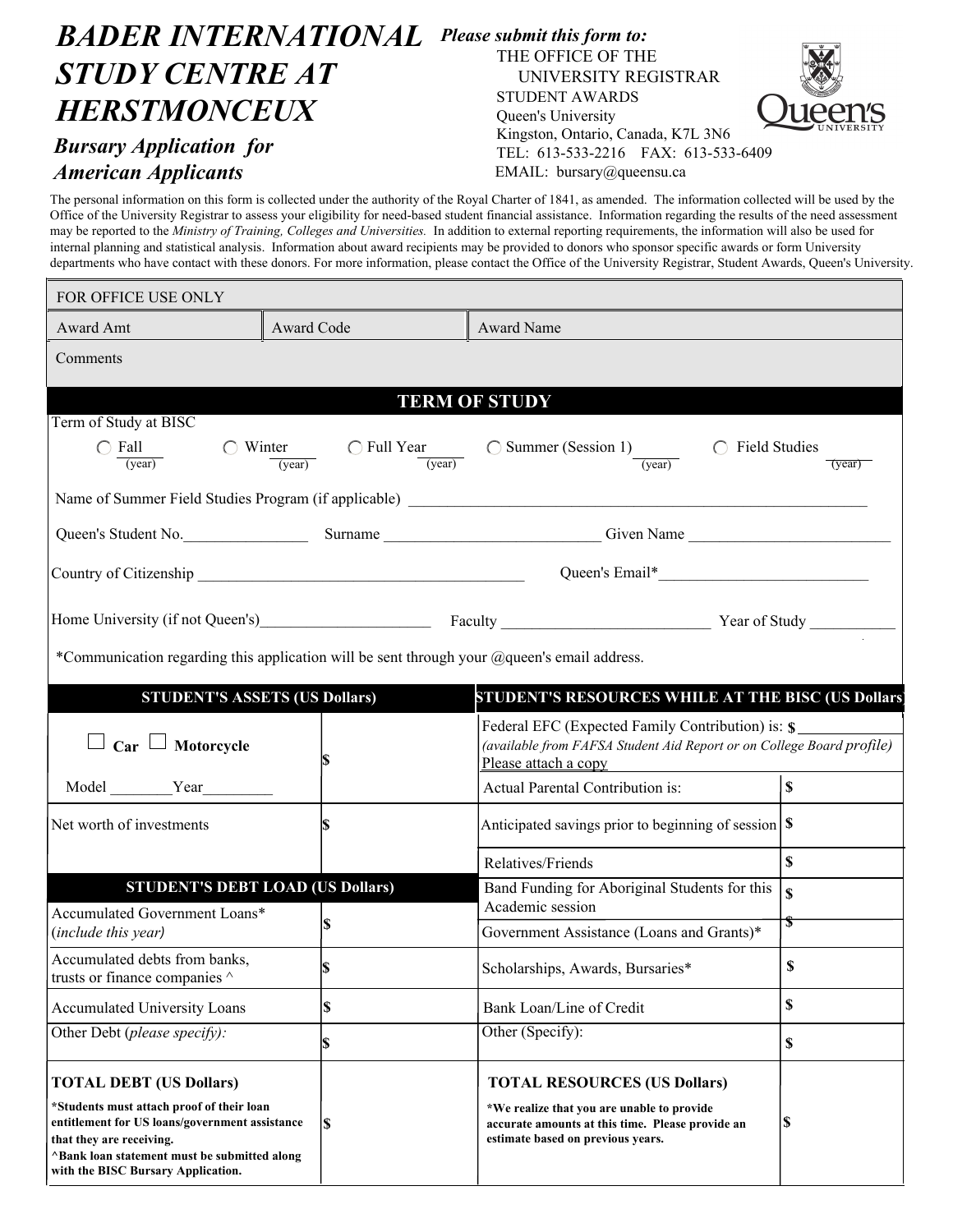# BADER INTERNATIONAL STUDY CENTRE AT HERSTMONCEUX

***Bursary Application for American Applicants***

***Please submit this form to:***
THE OFFICE OF THE UNIVERSITY REGISTRAR
STUDENT AWARDS
Queen's University
Kingston, Ontario, Canada, K7L 3N6
TEL: 613-533-2216 FAX: 613-533-6409
EMAIL: bursary@queensu.ca

The personal information on this form is collected under the authority of the Royal Charter of 1841, as amended. The information collected will be used by the Office of the University Registrar to assess your eligibility for need-based student financial assistance. Information regarding the results of the need assessment may be reported to the *Ministry of Training, Colleges and Universities.* In addition to external reporting requirements, the information will also be used for internal planning and statistical analysis. Information about award recipients may be provided to donors who sponsor specific awards or form University departments who have contact with these donors. For more information, please contact the Office of the University Registrar, Student Awards, Queen's University.

| FOR OFFICE USE ONLY | | |
|---|---|---|
| Award Amt | Award Code | Award Name |
| Comments | | |

## TERM OF STUDY

Term of Study at BISC

○ Fall ______ (year)   ○ Winter ______ (year)   ○ Full Year ______ (year)   ○ Summer (Session 1) ______ (year)   ○ Field Studies ______ (year)

Name of Summer Field Studies Program (if applicable) ____________________

Queen's Student No.____________ Surname ____________________ Given Name ____________________

Country of Citizenship ____________________ Queen's Email*____________________

Home University (if not Queen's)____________________ Faculty ____________________ Year of Study __________

*Communication regarding this application will be sent through your @queen's email address.

| STUDENT'S ASSETS (US Dollars) | |
|---|---|
| ☐ Car ☐ Motorcycle<br>Model ________Year________ | $ |
| Net worth of investments | $ |

| STUDENT'S DEBT LOAD (US Dollars) | |
|---|---|
| Accumulated Government Loans* (*include this year*) | $ |
| Accumulated debts from banks, trusts or finance companies ^ | $ |
| Accumulated University Loans | $ |
| Other Debt (*please specify):* | $ |
| **TOTAL DEBT (US Dollars)**<br>**\*Students must attach proof of their loan entitlement for US loans/government assistance that they are receiving.**<br>**^Bank loan statement must be submitted along with the BISC Bursary Application.** | $ |

| STUDENT'S RESOURCES WHILE AT THE BISC (US Dollars) | |
|---|---|
| Federal EFC (Expected Family Contribution) is: $ ________<br>*(available from FAFSA Student Aid Report or on College Board profile)*<br>Please attach a copy | |
| Actual Parental Contribution is: | $ |
| Anticipated savings prior to beginning of session | $ |
| Relatives/Friends | $ |
| Band Funding for Aboriginal Students for this Academic session | $ |
| Government Assistance (Loans and Grants)* | $ |
| Scholarships, Awards, Bursaries* | $ |
| Bank Loan/Line of Credit | $ |
| Other (Specify): | $ |
| **TOTAL RESOURCES (US Dollars)**<br>**\*We realize that you are unable to provide accurate amounts at this time. Please provide an estimate based on previous years.** | $ |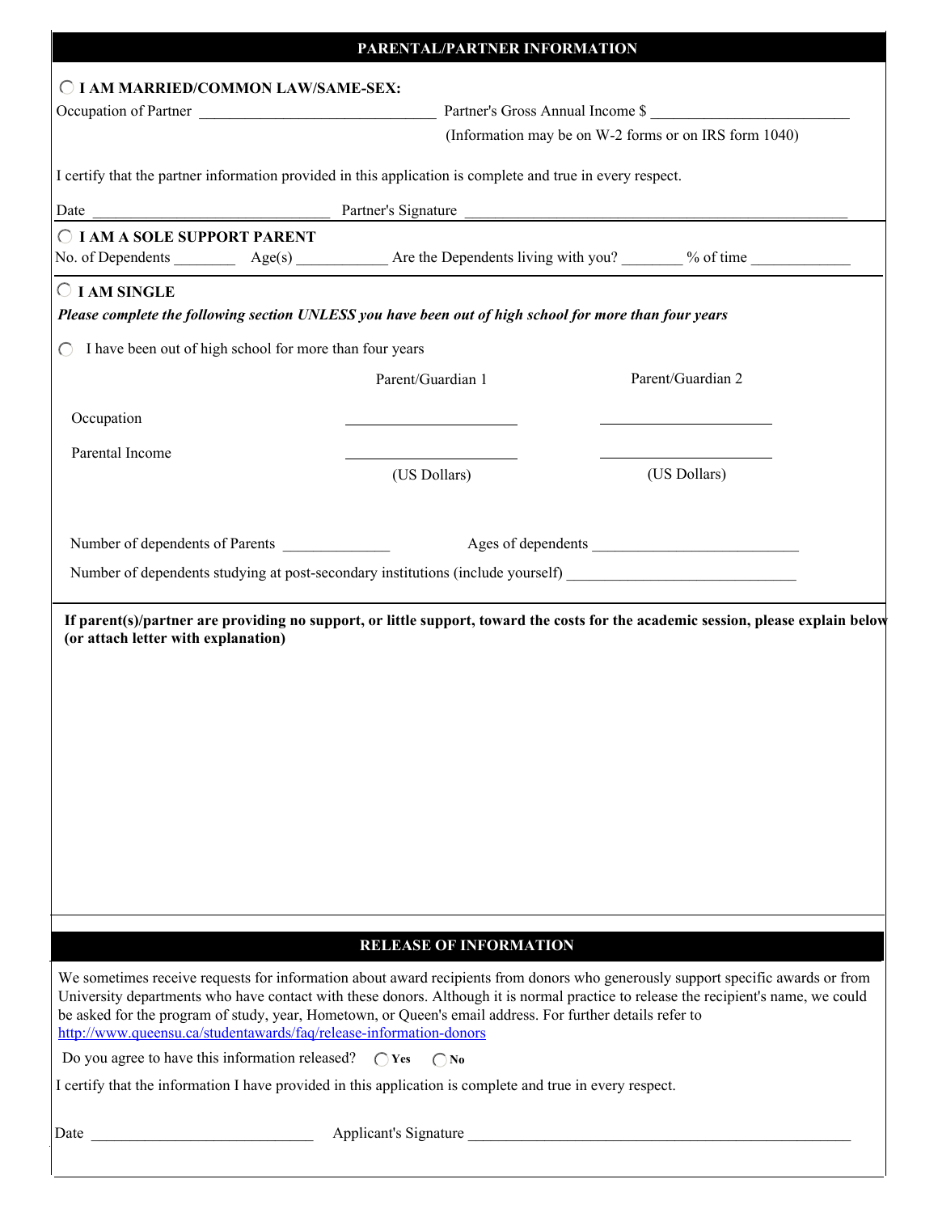## PARENTAL/PARTNER INFORMATION

○ **I AM MARRIED/COMMON LAW/SAME-SEX:**

Occupation of Partner ______________________________ Partner's Gross Annual Income $ __________________________

(Information may be on W-2 forms or on IRS form 1040)

I certify that the partner information provided in this application is complete and true in every respect.

Date ______________________________ Partner's Signature ________________________________________________

○ **I AM A SOLE SUPPORT PARENT**

No. of Dependents ________ Age(s) ____________ Are the Dependents living with you? ________ % of time _____________

○ **I AM SINGLE**

***Please complete the following section UNLESS you have been out of high school for more than four years***

○ I have been out of high school for more than four years

| | Parent/Guardian 1 | Parent/Guardian 2 |
|---|---|---|
| Occupation | ______________________ | ______________________ |
| Parental Income | ______________________ (US Dollars) | ______________________ (US Dollars) |

Number of dependents of Parents ______________ Ages of dependents ___________________________

Number of dependents studying at post-secondary institutions (include yourself) ______________________________

**If parent(s)/partner are providing no support, or little support, toward the costs for the academic session, please explain below (or attach letter with explanation)**

## RELEASE OF INFORMATION

We sometimes receive requests for information about award recipients from donors who generously support specific awards or from University departments who have contact with these donors. Although it is normal practice to release the recipient's name, we could be asked for the program of study, year, Hometown, or Queen's email address. For further details refer to http://www.queensu.ca/studentawards/faq/release-information-donors

Do you agree to have this information released? ○ **Yes** ○ **No**

I certify that the information I have provided in this application is complete and true in every respect.

Date ______________________________ Applicant's Signature ________________________________________________